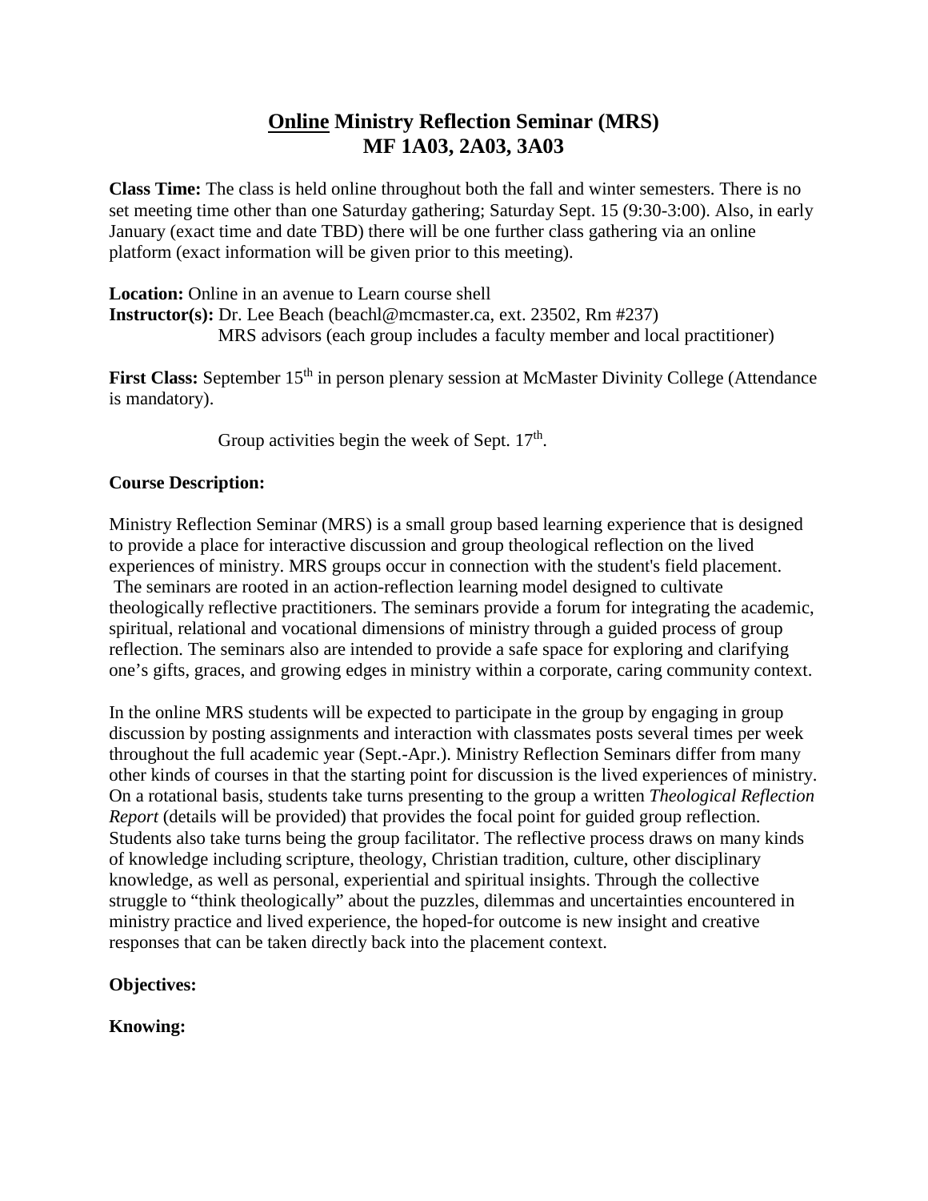# <u>Online</u> Ministry Reflection Seminar (MRS)
# MF 1A03, 2A03, 3A03

**Class Time:** The class is held online throughout both the fall and winter semesters. There is no set meeting time other than one Saturday gathering; Saturday Sept. 15 (9:30-3:00). Also, in early January (exact time and date TBD) there will be one further class gathering via an online platform (exact information will be given prior to this meeting).

**Location:** Online in an avenue to Learn course shell
**Instructor(s):** Dr. Lee Beach (beachl@mcmaster.ca, ext. 23502, Rm #237)
MRS advisors (each group includes a faculty member and local practitioner)

**First Class:** September 15th in person plenary session at McMaster Divinity College (Attendance is mandatory).

Group activities begin the week of Sept. 17th.

**Course Description:**

Ministry Reflection Seminar (MRS) is a small group based learning experience that is designed to provide a place for interactive discussion and group theological reflection on the lived experiences of ministry. MRS groups occur in connection with the student's field placement. The seminars are rooted in an action-reflection learning model designed to cultivate theologically reflective practitioners. The seminars provide a forum for integrating the academic, spiritual, relational and vocational dimensions of ministry through a guided process of group reflection. The seminars also are intended to provide a safe space for exploring and clarifying one's gifts, graces, and growing edges in ministry within a corporate, caring community context.

In the online MRS students will be expected to participate in the group by engaging in group discussion by posting assignments and interaction with classmates posts several times per week throughout the full academic year (Sept.-Apr.). Ministry Reflection Seminars differ from many other kinds of courses in that the starting point for discussion is the lived experiences of ministry. On a rotational basis, students take turns presenting to the group a written *Theological Reflection Report* (details will be provided) that provides the focal point for guided group reflection. Students also take turns being the group facilitator. The reflective process draws on many kinds of knowledge including scripture, theology, Christian tradition, culture, other disciplinary knowledge, as well as personal, experiential and spiritual insights. Through the collective struggle to "think theologically" about the puzzles, dilemmas and uncertainties encountered in ministry practice and lived experience, the hoped-for outcome is new insight and creative responses that can be taken directly back into the placement context.

**Objectives:**

**Knowing:**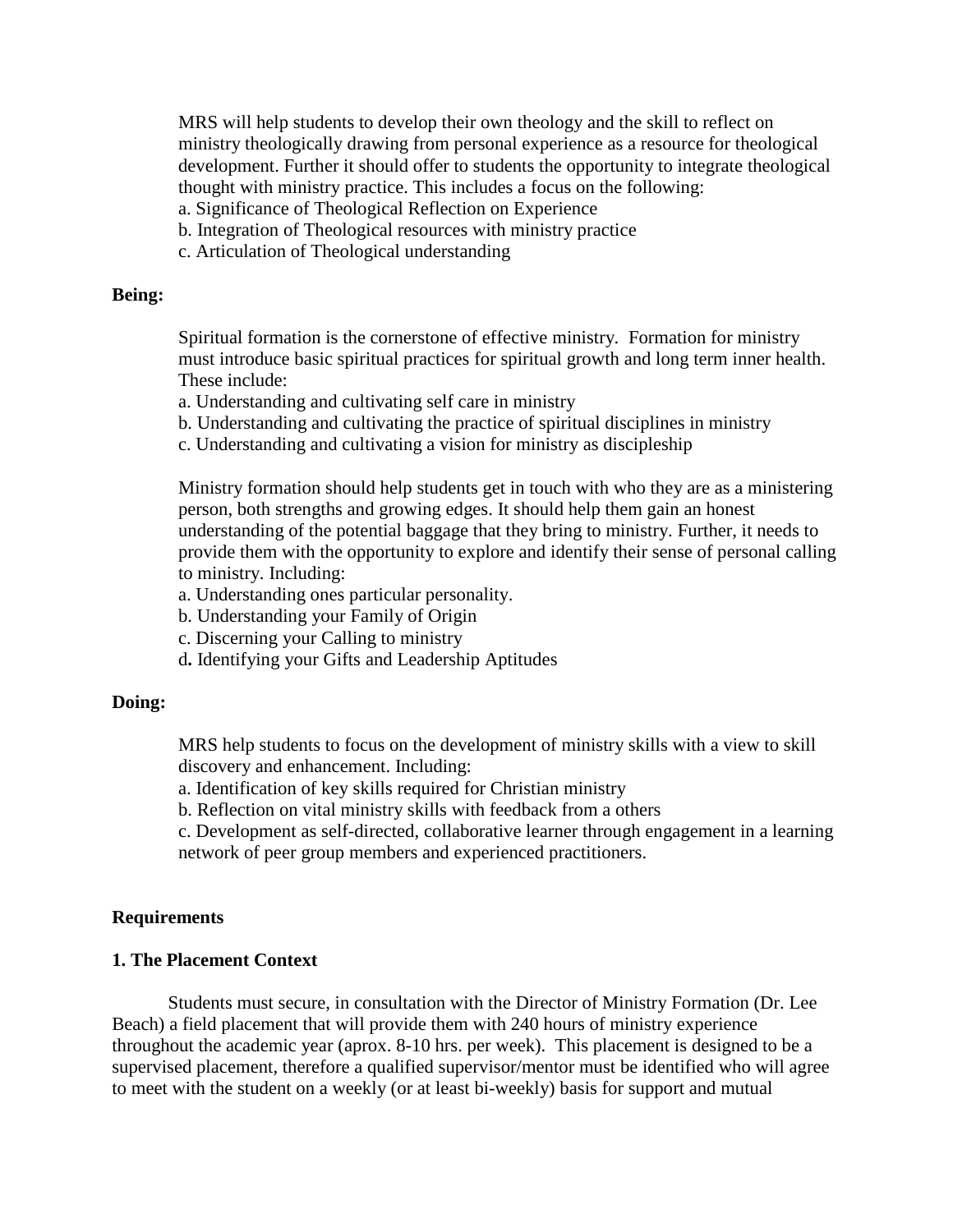MRS will help students to develop their own theology and the skill to reflect on ministry theologically drawing from personal experience as a resource for theological development. Further it should offer to students the opportunity to integrate theological thought with ministry practice. This includes a focus on the following:

a. Significance of Theological Reflection on Experience
b. Integration of Theological resources with ministry practice
c. Articulation of Theological understanding

**Being:**

Spiritual formation is the cornerstone of effective ministry. Formation for ministry must introduce basic spiritual practices for spiritual growth and long term inner health. These include:

a. Understanding and cultivating self care in ministry
b. Understanding and cultivating the practice of spiritual disciplines in ministry
c. Understanding and cultivating a vision for ministry as discipleship

Ministry formation should help students get in touch with who they are as a ministering person, both strengths and growing edges. It should help them gain an honest understanding of the potential baggage that they bring to ministry. Further, it needs to provide them with the opportunity to explore and identify their sense of personal calling to ministry. Including:

a. Understanding ones particular personality.
b. Understanding your Family of Origin
c. Discerning your Calling to ministry
d**.** Identifying your Gifts and Leadership Aptitudes

**Doing:**

MRS help students to focus on the development of ministry skills with a view to skill discovery and enhancement. Including:

a. Identification of key skills required for Christian ministry
b. Reflection on vital ministry skills with feedback from a others
c. Development as self-directed, collaborative learner through engagement in a learning network of peer group members and experienced practitioners.

**Requirements**

**1. The Placement Context**

Students must secure, in consultation with the Director of Ministry Formation (Dr. Lee Beach) a field placement that will provide them with 240 hours of ministry experience throughout the academic year (aprox. 8-10 hrs. per week). This placement is designed to be a supervised placement, therefore a qualified supervisor/mentor must be identified who will agree to meet with the student on a weekly (or at least bi-weekly) basis for support and mutual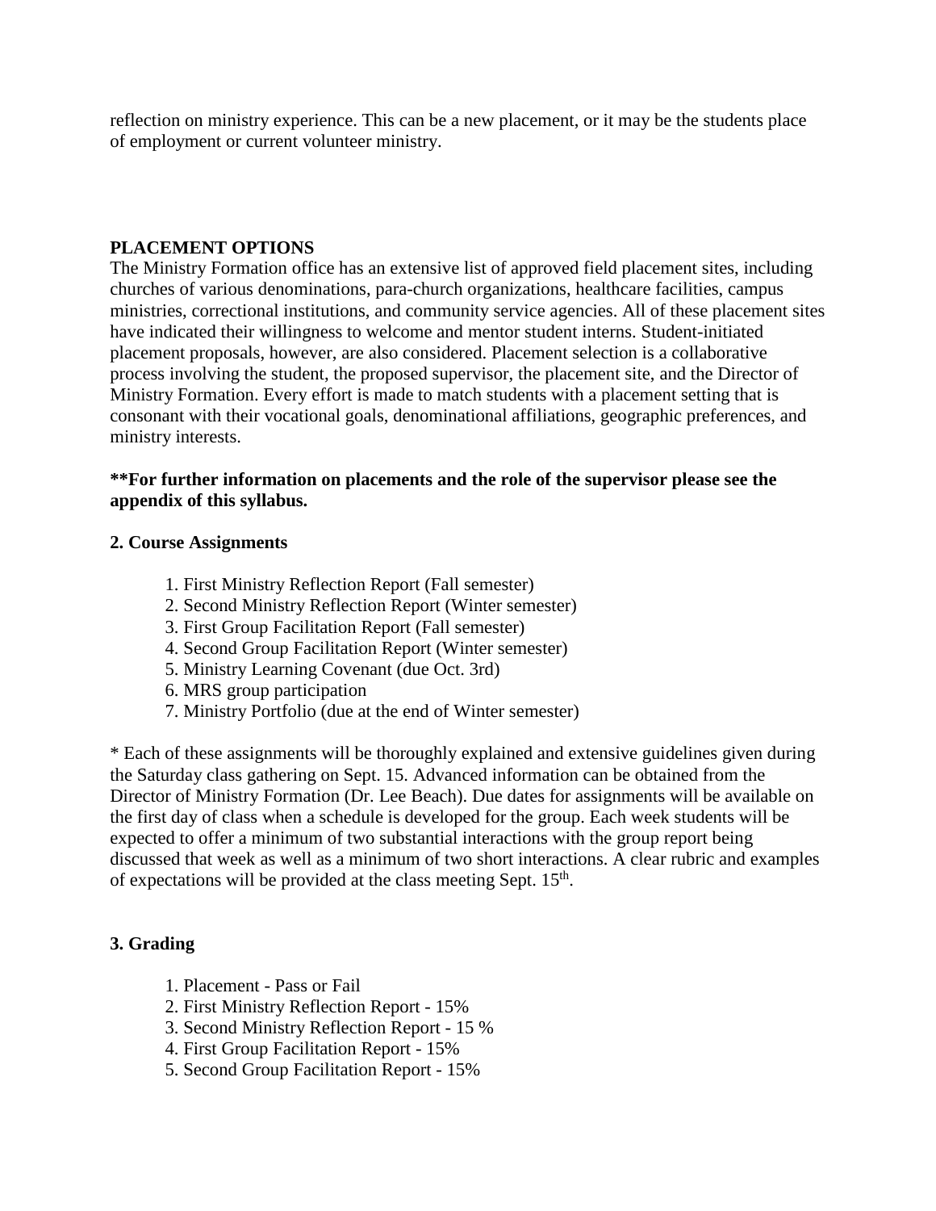reflection on ministry experience. This can be a new placement, or it may be the students place of employment or current volunteer ministry.

**PLACEMENT OPTIONS**

The Ministry Formation office has an extensive list of approved field placement sites, including churches of various denominations, para-church organizations, healthcare facilities, campus ministries, correctional institutions, and community service agencies. All of these placement sites have indicated their willingness to welcome and mentor student interns. Student-initiated placement proposals, however, are also considered. Placement selection is a collaborative process involving the student, the proposed supervisor, the placement site, and the Director of Ministry Formation. Every effort is made to match students with a placement setting that is consonant with their vocational goals, denominational affiliations, geographic preferences, and ministry interests.

****For further information on placements and the role of the supervisor please see the appendix of this syllabus.**

**2. Course Assignments**

1. First Ministry Reflection Report (Fall semester)
2. Second Ministry Reflection Report (Winter semester)
3. First Group Facilitation Report (Fall semester)
4. Second Group Facilitation Report (Winter semester)
5. Ministry Learning Covenant (due Oct. 3rd)
6. MRS group participation
7. Ministry Portfolio (due at the end of Winter semester)

* Each of these assignments will be thoroughly explained and extensive guidelines given during the Saturday class gathering on Sept. 15. Advanced information can be obtained from the Director of Ministry Formation (Dr. Lee Beach). Due dates for assignments will be available on the first day of class when a schedule is developed for the group. Each week students will be expected to offer a minimum of two substantial interactions with the group report being discussed that week as well as a minimum of two short interactions. A clear rubric and examples of expectations will be provided at the class meeting Sept. 15th.

**3. Grading**

1. Placement - Pass or Fail
2. First Ministry Reflection Report - 15%
3. Second Ministry Reflection Report - 15 %
4. First Group Facilitation Report - 15%
5. Second Group Facilitation Report - 15%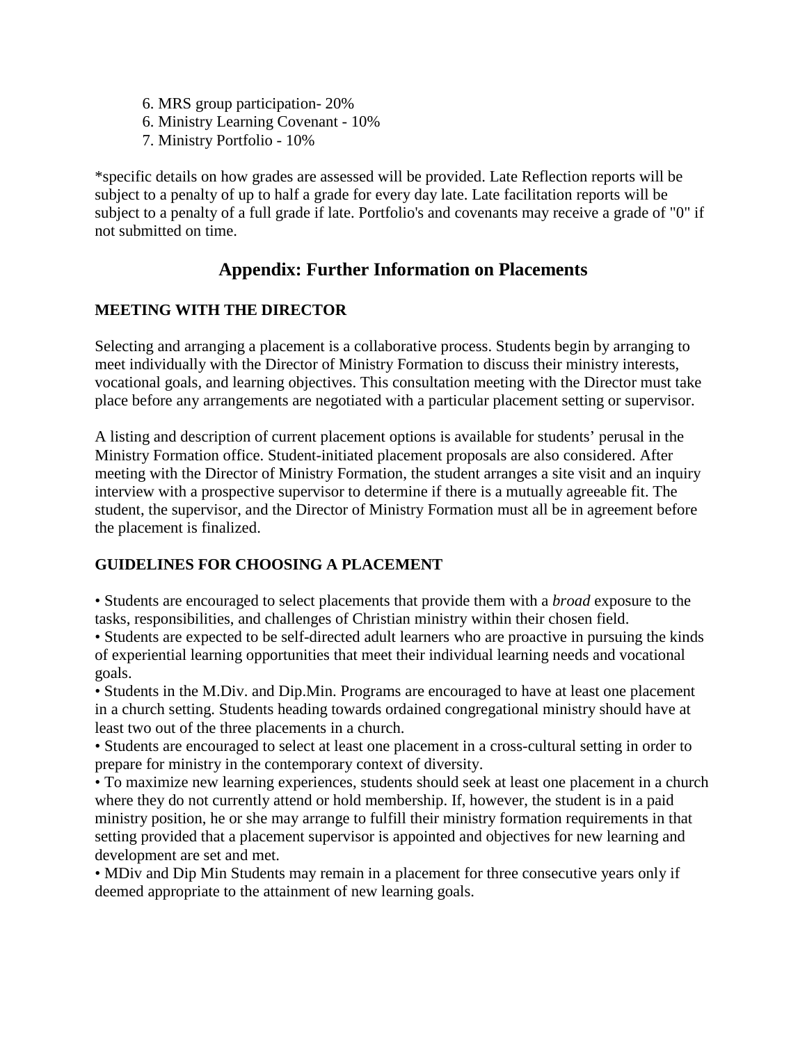6. MRS group participation- 20%
6. Ministry Learning Covenant - 10%
7. Ministry Portfolio - 10%

*specific details on how grades are assessed will be provided. Late Reflection reports will be subject to a penalty of up to half a grade for every day late. Late facilitation reports will be subject to a penalty of a full grade if late. Portfolio's and covenants may receive a grade of "0" if not submitted on time.

## Appendix: Further Information on Placements

**MEETING WITH THE DIRECTOR**

Selecting and arranging a placement is a collaborative process. Students begin by arranging to meet individually with the Director of Ministry Formation to discuss their ministry interests, vocational goals, and learning objectives. This consultation meeting with the Director must take place before any arrangements are negotiated with a particular placement setting or supervisor.

A listing and description of current placement options is available for students' perusal in the Ministry Formation office. Student-initiated placement proposals are also considered. After meeting with the Director of Ministry Formation, the student arranges a site visit and an inquiry interview with a prospective supervisor to determine if there is a mutually agreeable fit. The student, the supervisor, and the Director of Ministry Formation must all be in agreement before the placement is finalized.

**GUIDELINES FOR CHOOSING A PLACEMENT**

• Students are encouraged to select placements that provide them with a *broad* exposure to the tasks, responsibilities, and challenges of Christian ministry within their chosen field.
• Students are expected to be self-directed adult learners who are proactive in pursuing the kinds of experiential learning opportunities that meet their individual learning needs and vocational goals.
• Students in the M.Div. and Dip.Min. Programs are encouraged to have at least one placement in a church setting. Students heading towards ordained congregational ministry should have at least two out of the three placements in a church.
• Students are encouraged to select at least one placement in a cross-cultural setting in order to prepare for ministry in the contemporary context of diversity.
• To maximize new learning experiences, students should seek at least one placement in a church where they do not currently attend or hold membership. If, however, the student is in a paid ministry position, he or she may arrange to fulfill their ministry formation requirements in that setting provided that a placement supervisor is appointed and objectives for new learning and development are set and met.
• MDiv and Dip Min Students may remain in a placement for three consecutive years only if deemed appropriate to the attainment of new learning goals.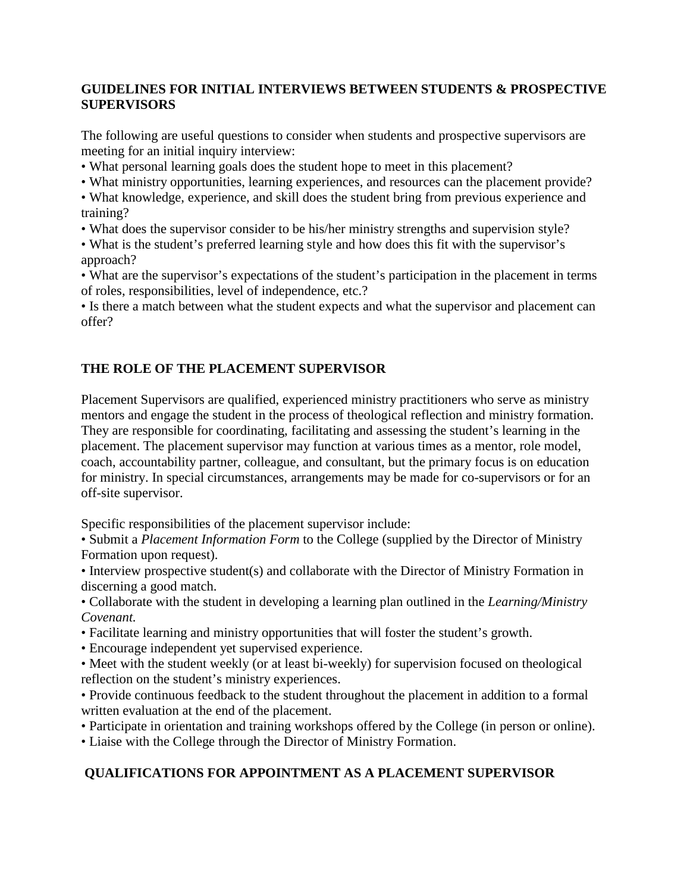## GUIDELINES FOR INITIAL INTERVIEWS BETWEEN STUDENTS & PROSPECTIVE SUPERVISORS

The following are useful questions to consider when students and prospective supervisors are meeting for an initial inquiry interview:

- What personal learning goals does the student hope to meet in this placement?
- What ministry opportunities, learning experiences, and resources can the placement provide?
- What knowledge, experience, and skill does the student bring from previous experience and training?
- What does the supervisor consider to be his/her ministry strengths and supervision style?
- What is the student's preferred learning style and how does this fit with the supervisor's approach?
- What are the supervisor's expectations of the student's participation in the placement in terms of roles, responsibilities, level of independence, etc.?
- Is there a match between what the student expects and what the supervisor and placement can offer?

## THE ROLE OF THE PLACEMENT SUPERVISOR

Placement Supervisors are qualified, experienced ministry practitioners who serve as ministry mentors and engage the student in the process of theological reflection and ministry formation. They are responsible for coordinating, facilitating and assessing the student's learning in the placement. The placement supervisor may function at various times as a mentor, role model, coach, accountability partner, colleague, and consultant, but the primary focus is on education for ministry. In special circumstances, arrangements may be made for co-supervisors or for an off-site supervisor.

Specific responsibilities of the placement supervisor include:

- Submit a *Placement Information Form* to the College (supplied by the Director of Ministry Formation upon request).
- Interview prospective student(s) and collaborate with the Director of Ministry Formation in discerning a good match.
- Collaborate with the student in developing a learning plan outlined in the *Learning/Ministry Covenant.*
- Facilitate learning and ministry opportunities that will foster the student's growth.
- Encourage independent yet supervised experience.
- Meet with the student weekly (or at least bi-weekly) for supervision focused on theological reflection on the student's ministry experiences.
- Provide continuous feedback to the student throughout the placement in addition to a formal written evaluation at the end of the placement.
- Participate in orientation and training workshops offered by the College (in person or online).
- Liaise with the College through the Director of Ministry Formation.

## QUALIFICATIONS FOR APPOINTMENT AS A PLACEMENT SUPERVISOR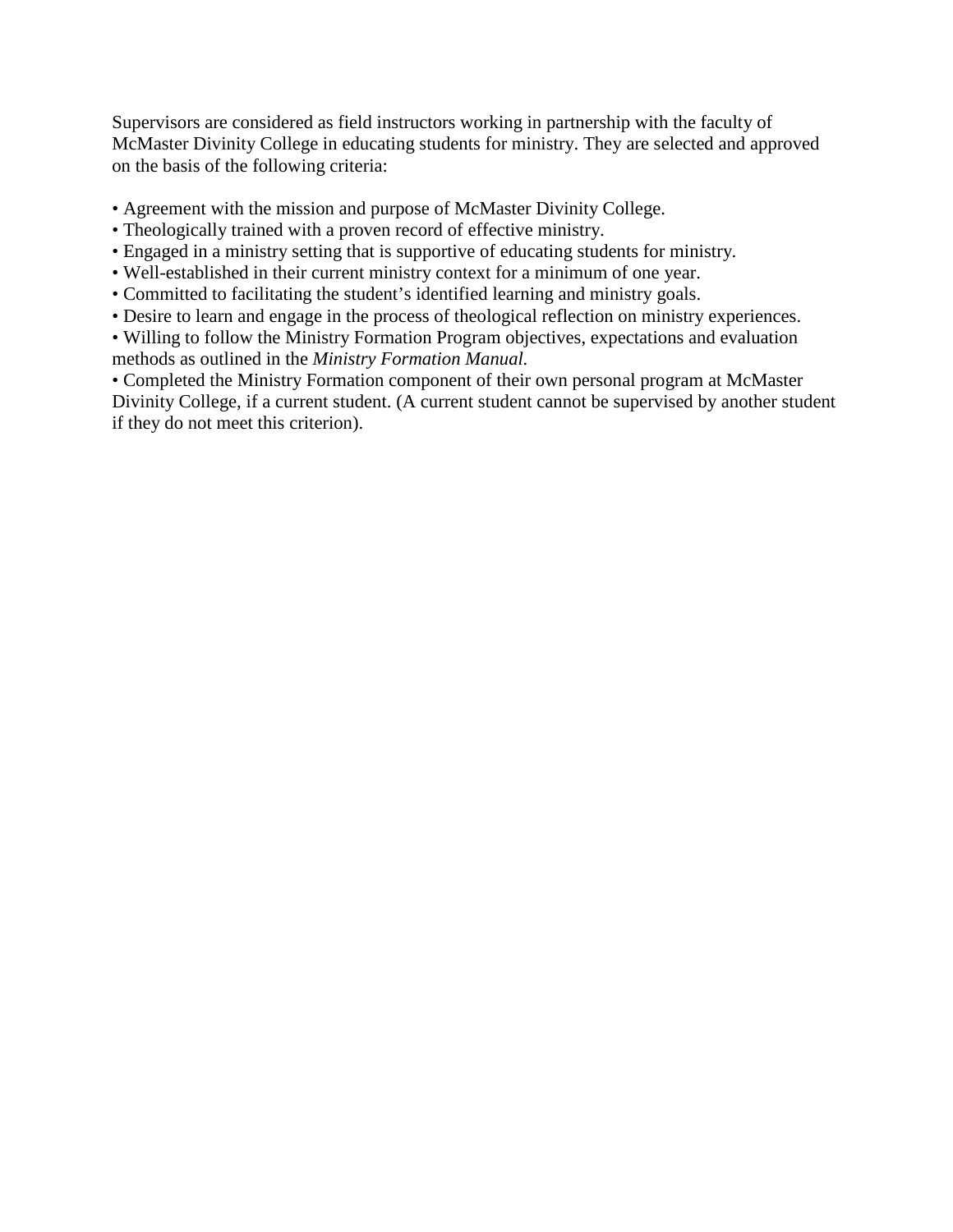Supervisors are considered as field instructors working in partnership with the faculty of McMaster Divinity College in educating students for ministry. They are selected and approved on the basis of the following criteria:

- Agreement with the mission and purpose of McMaster Divinity College.
- Theologically trained with a proven record of effective ministry.
- Engaged in a ministry setting that is supportive of educating students for ministry.
- Well-established in their current ministry context for a minimum of one year.
- Committed to facilitating the student's identified learning and ministry goals.
- Desire to learn and engage in the process of theological reflection on ministry experiences.
- Willing to follow the Ministry Formation Program objectives, expectations and evaluation methods as outlined in the *Ministry Formation Manual.*
- Completed the Ministry Formation component of their own personal program at McMaster Divinity College, if a current student. (A current student cannot be supervised by another student if they do not meet this criterion).